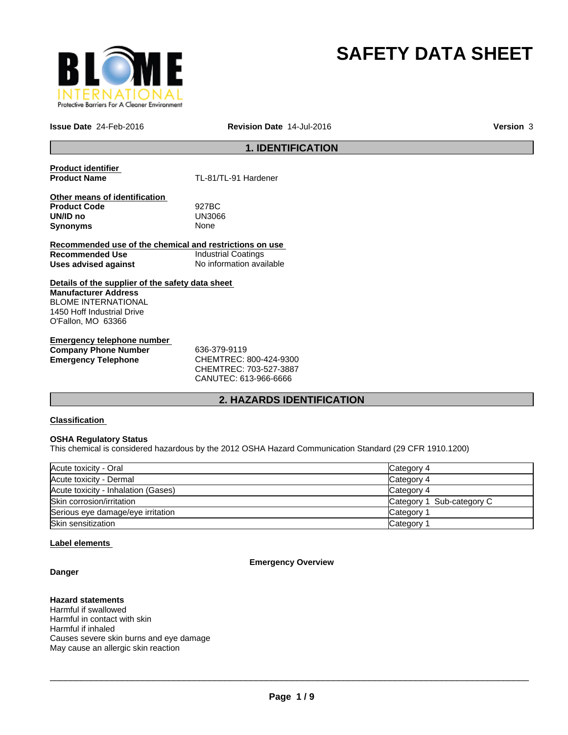# SAFETY DATA SHEET

**Issue Date** 24-Feb-2016 **Revision Date** 14-Jul-2016 **Version** 3

## 1. IDENTIFICATION

**Product identifier**

**Product Name** TL-81/TL-91 Hardener

**Other means of identification**

**Product Code** 927BC
**UN/ID no** UN3066
**Synonyms** None

**Recommended use of the chemical and restrictions on use**

**Recommended Use** Industrial Coatings
**Uses advised against** No information available

**Details of the supplier of the safety data sheet**

**Manufacturer Address**
BLOME INTERNATIONAL
1450 Hoff Industrial Drive
O'Fallon, MO 63366

**Emergency telephone number**

**Company Phone Number** 636-379-9119
**Emergency Telephone** CHEMTREC: 800-424-9300
CHEMTREC: 703-527-3887
CANUTEC: 613-966-6666

## 2. HAZARDS IDENTIFICATION

**Classification**

**OSHA Regulatory Status**
This chemical is considered hazardous by the 2012 OSHA Hazard Communication Standard (29 CFR 1910.1200)

| | |
|---|---|
| Acute toxicity - Oral | Category 4 |
| Acute toxicity - Dermal | Category 4 |
| Acute toxicity - Inhalation (Gases) | Category 4 |
| Skin corrosion/irritation | Category 1 Sub-category C |
| Serious eye damage/eye irritation | Category 1 |
| Skin sensitization | Category 1 |

**Label elements**

**Emergency Overview**

**Danger**

**Hazard statements**
Harmful if swallowed
Harmful in contact with skin
Harmful if inhaled
Causes severe skin burns and eye damage
May cause an allergic skin reaction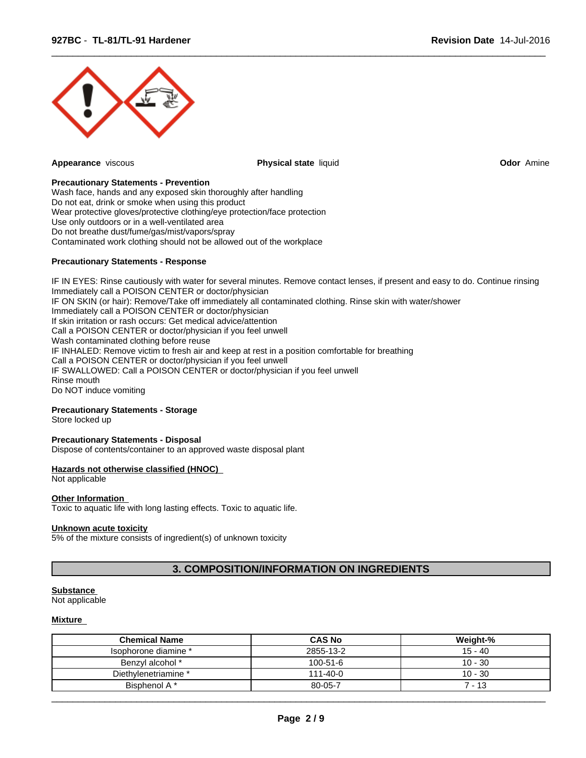**Appearance** viscous **Physical state** liquid **Odor** Amine

**Precautionary Statements - Prevention**

Wash face, hands and any exposed skin thoroughly after handling
Do not eat, drink or smoke when using this product
Wear protective gloves/protective clothing/eye protection/face protection
Use only outdoors or in a well-ventilated area
Do not breathe dust/fume/gas/mist/vapors/spray
Contaminated work clothing should not be allowed out of the workplace

**Precautionary Statements - Response**

IF IN EYES: Rinse cautiously with water for several minutes. Remove contact lenses, if present and easy to do. Continue rinsing
Immediately call a POISON CENTER or doctor/physician
IF ON SKIN (or hair): Remove/Take off immediately all contaminated clothing. Rinse skin with water/shower
Immediately call a POISON CENTER or doctor/physician
If skin irritation or rash occurs: Get medical advice/attention
Call a POISON CENTER or doctor/physician if you feel unwell
Wash contaminated clothing before reuse
IF INHALED: Remove victim to fresh air and keep at rest in a position comfortable for breathing
Call a POISON CENTER or doctor/physician if you feel unwell
IF SWALLOWED: Call a POISON CENTER or doctor/physician if you feel unwell
Rinse mouth
Do NOT induce vomiting

**Precautionary Statements - Storage**

Store locked up

**Precautionary Statements - Disposal**

Dispose of contents/container to an approved waste disposal plant

**Hazards not otherwise classified (HNOC)**

Not applicable

**Other Information**

Toxic to aquatic life with long lasting effects. Toxic to aquatic life.

**Unknown acute toxicity**

5% of the mixture consists of ingredient(s) of unknown toxicity

## 3. COMPOSITION/INFORMATION ON INGREDIENTS

**Substance**

Not applicable

**Mixture**

| Chemical Name | CAS No | Weight-% |
|---|---|---|
| Isophorone diamine * | 2855-13-2 | 15 - 40 |
| Benzyl alcohol * | 100-51-6 | 10 - 30 |
| Diethylenetriamine * | 111-40-0 | 10 - 30 |
| Bisphenol A * | 80-05-7 | 7 - 13 |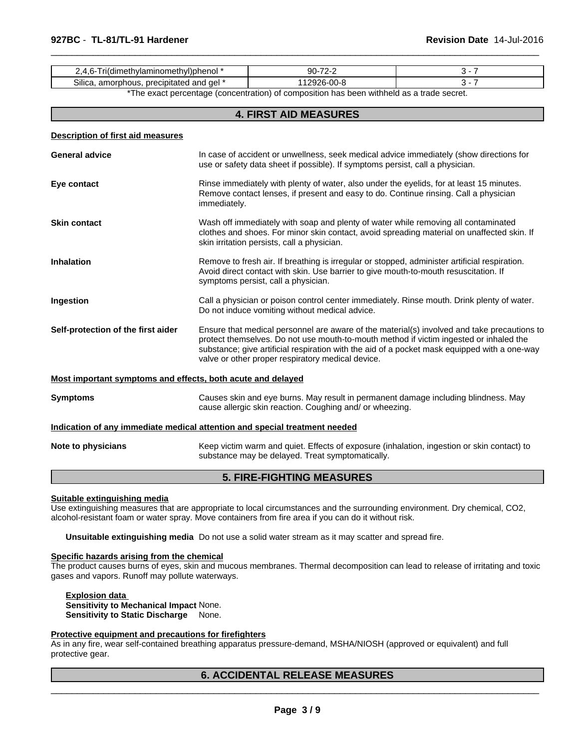| 2,4,6-Tri(dimethylaminomethyl)phenol * | 90-72-2 | 3 - 7 |
|---|---|---|
| Silica, amorphous, precipitated and gel * | 112926-00-8 | 3 - 7 |

*The exact percentage (concentration) of composition has been withheld as a trade secret.

## 4. FIRST AID MEASURES

**Description of first aid measures**

**General advice**: In case of accident or unwellness, seek medical advice immediately (show directions for use or safety data sheet if possible). If symptoms persist, call a physician.

**Eye contact**: Rinse immediately with plenty of water, also under the eyelids, for at least 15 minutes. Remove contact lenses, if present and easy to do. Continue rinsing. Call a physician immediately.

**Skin contact**: Wash off immediately with soap and plenty of water while removing all contaminated clothes and shoes. For minor skin contact, avoid spreading material on unaffected skin. If skin irritation persists, call a physician.

**Inhalation**: Remove to fresh air. If breathing is irregular or stopped, administer artificial respiration. Avoid direct contact with skin. Use barrier to give mouth-to-mouth resuscitation. If symptoms persist, call a physician.

**Ingestion**: Call a physician or poison control center immediately. Rinse mouth. Drink plenty of water. Do not induce vomiting without medical advice.

**Self-protection of the first aider**: Ensure that medical personnel are aware of the material(s) involved and take precautions to protect themselves. Do not use mouth-to-mouth method if victim ingested or inhaled the substance; give artificial respiration with the aid of a pocket mask equipped with a one-way valve or other proper respiratory medical device.

**Most important symptoms and effects, both acute and delayed**

**Symptoms**: Causes skin and eye burns. May result in permanent damage including blindness. May cause allergic skin reaction. Coughing and/ or wheezing.

**Indication of any immediate medical attention and special treatment needed**

**Note to physicians**: Keep victim warm and quiet. Effects of exposure (inhalation, ingestion or skin contact) to substance may be delayed. Treat symptomatically.

## 5. FIRE-FIGHTING MEASURES

**Suitable extinguishing media**

Use extinguishing measures that are appropriate to local circumstances and the surrounding environment. Dry chemical, $CO_2$, alcohol-resistant foam or water spray. Move containers from fire area if you can do it without risk.

**Unsuitable extinguishing media** Do not use a solid water stream as it may scatter and spread fire.

**Specific hazards arising from the chemical**

The product causes burns of eyes, skin and mucous membranes. Thermal decomposition can lead to release of irritating and toxic gases and vapors. Runoff may pollute waterways.

**Explosion data**
**Sensitivity to Mechanical Impact** None.
**Sensitivity to Static Discharge** None.

**Protective equipment and precautions for firefighters**

As in any fire, wear self-contained breathing apparatus pressure-demand, MSHA/NIOSH (approved or equivalent) and full protective gear.

## 6. ACCIDENTAL RELEASE MEASURES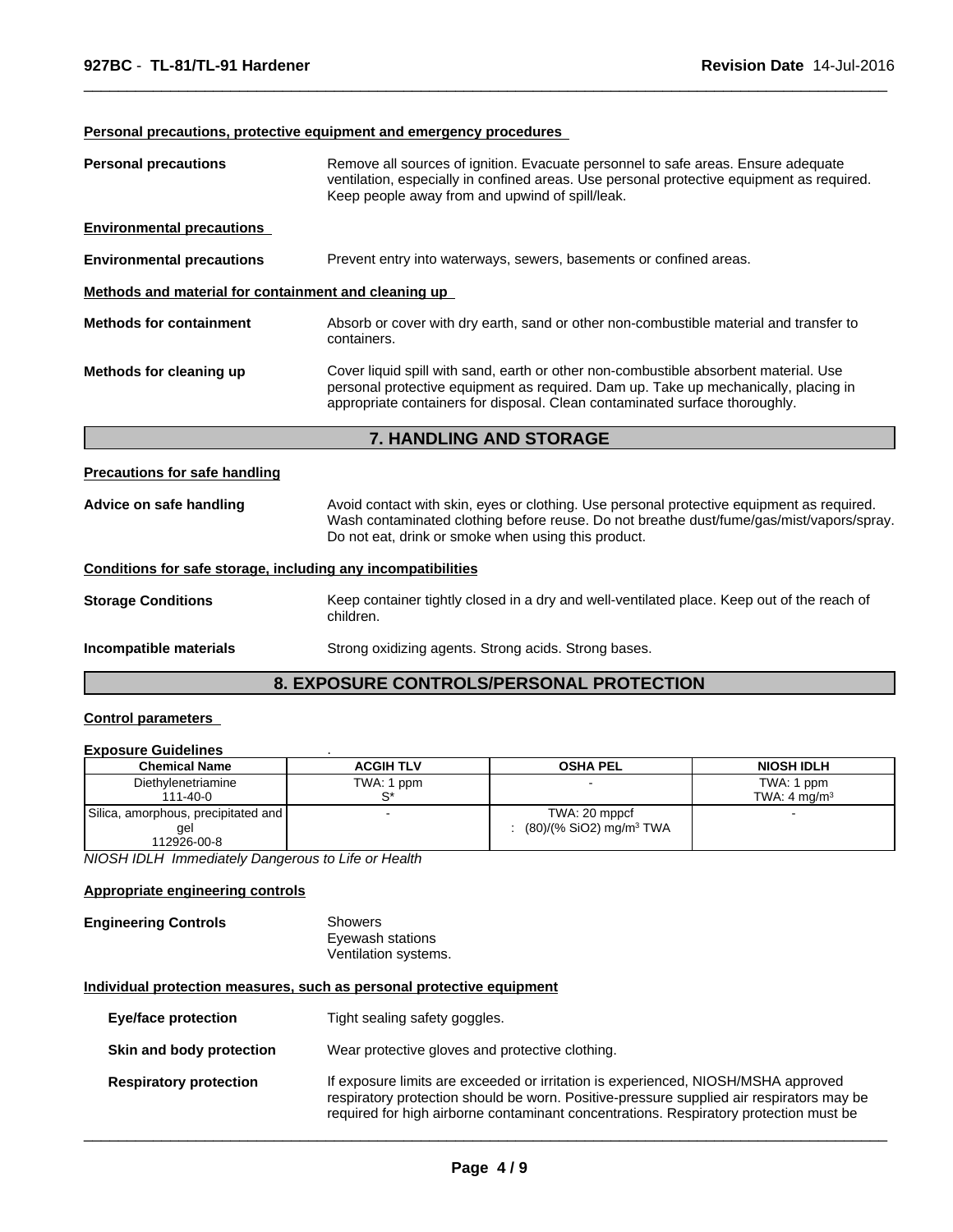**Personal precautions, protective equipment and emergency procedures**

**Personal precautions** Remove all sources of ignition. Evacuate personnel to safe areas. Ensure adequate ventilation, especially in confined areas. Use personal protective equipment as required. Keep people away from and upwind of spill/leak.

**Environmental precautions**

**Environmental precautions** Prevent entry into waterways, sewers, basements or confined areas.

**Methods and material for containment and cleaning up**

**Methods for containment** Absorb or cover with dry earth, sand or other non-combustible material and transfer to containers.

**Methods for cleaning up** Cover liquid spill with sand, earth or other non-combustible absorbent material. Use personal protective equipment as required. Dam up. Take up mechanically, placing in appropriate containers for disposal. Clean contaminated surface thoroughly.

## 7. HANDLING AND STORAGE

**Precautions for safe handling**

**Advice on safe handling** Avoid contact with skin, eyes or clothing. Use personal protective equipment as required. Wash contaminated clothing before reuse. Do not breathe dust/fume/gas/mist/vapors/spray. Do not eat, drink or smoke when using this product.

**Conditions for safe storage, including any incompatibilities**

**Storage Conditions** Keep container tightly closed in a dry and well-ventilated place. Keep out of the reach of children.

**Incompatible materials** Strong oxidizing agents. Strong acids. Strong bases.

## 8. EXPOSURE CONTROLS/PERSONAL PROTECTION

**Control parameters**

**Exposure Guidelines** .

| Chemical Name | ACGIH TLV | OSHA PEL | NIOSH IDLH |
|---|---|---|---|
| Diethylenetriamine 111-40-0 | TWA: 1 ppm S* | - | TWA: 1 ppm TWA: 4 mg/m³ |
| Silica, amorphous, precipitated and gel 112926-00-8 | - | TWA: 20 mppcf : (80)/(% SiO2) mg/m³ TWA | - |

*NIOSH IDLH Immediately Dangerous to Life or Health*

**Appropriate engineering controls**

**Engineering Controls** Showers
Eyewash stations
Ventilation systems.

**Individual protection measures, such as personal protective equipment**

**Eye/face protection** Tight sealing safety goggles.

**Skin and body protection** Wear protective gloves and protective clothing.

**Respiratory protection** If exposure limits are exceeded or irritation is experienced, NIOSH/MSHA approved respiratory protection should be worn. Positive-pressure supplied air respirators may be required for high airborne contaminant concentrations. Respiratory protection must be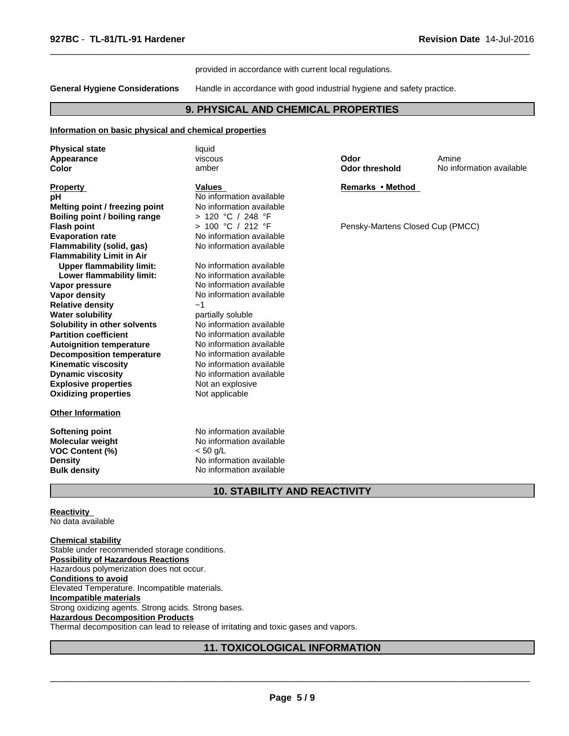provided in accordance with current local regulations.

**General Hygiene Considerations** Handle in accordance with good industrial hygiene and safety practice.

## 9. PHYSICAL AND CHEMICAL PROPERTIES

**Information on basic physical and chemical properties**

| | | | |
|---|---|---|---|
| **Physical state** | liquid | | |
| **Appearance** | viscous | **Odor** | Amine |
| **Color** | amber | **Odor threshold** | No information available |

| **Property** | **Values** | **Remarks • Method** |
|---|---|---|
| **pH** | No information available | |
| **Melting point / freezing point** | No information available | |
| **Boiling point / boiling range** | > 120 °C / 248 °F | |
| **Flash point** | > 100 °C / 212 °F | Pensky-Martens Closed Cup (PMCC) |
| **Evaporation rate** | No information available | |
| **Flammability (solid, gas)** | No information available | |
| **Flammability Limit in Air** | | |
| **Upper flammability limit:** | No information available | |
| **Lower flammability limit:** | No information available | |
| **Vapor pressure** | No information available | |
| **Vapor density** | No information available | |
| **Relative density** | ~1 | |
| **Water solubility** | partially soluble | |
| **Solubility in other solvents** | No information available | |
| **Partition coefficient** | No information available | |
| **Autoignition temperature** | No information available | |
| **Decomposition temperature** | No information available | |
| **Kinematic viscosity** | No information available | |
| **Dynamic viscosity** | No information available | |
| **Explosive properties** | Not an explosive | |
| **Oxidizing properties** | Not applicable | |

**Other Information**

| | |
|---|---|
| **Softening point** | No information available |
| **Molecular weight** | No information available |
| **VOC Content (%)** | < 50 g/L |
| **Density** | No information available |
| **Bulk density** | No information available |

## 10. STABILITY AND REACTIVITY

**Reactivity**
No data available

**Chemical stability**
Stable under recommended storage conditions.

**Possibility of Hazardous Reactions**
Hazardous polymerization does not occur.

**Conditions to avoid**
Elevated Temperature. Incompatible materials.

**Incompatible materials**
Strong oxidizing agents. Strong acids. Strong bases.

**Hazardous Decomposition Products**
Thermal decomposition can lead to release of irritating and toxic gases and vapors.

## 11. TOXICOLOGICAL INFORMATION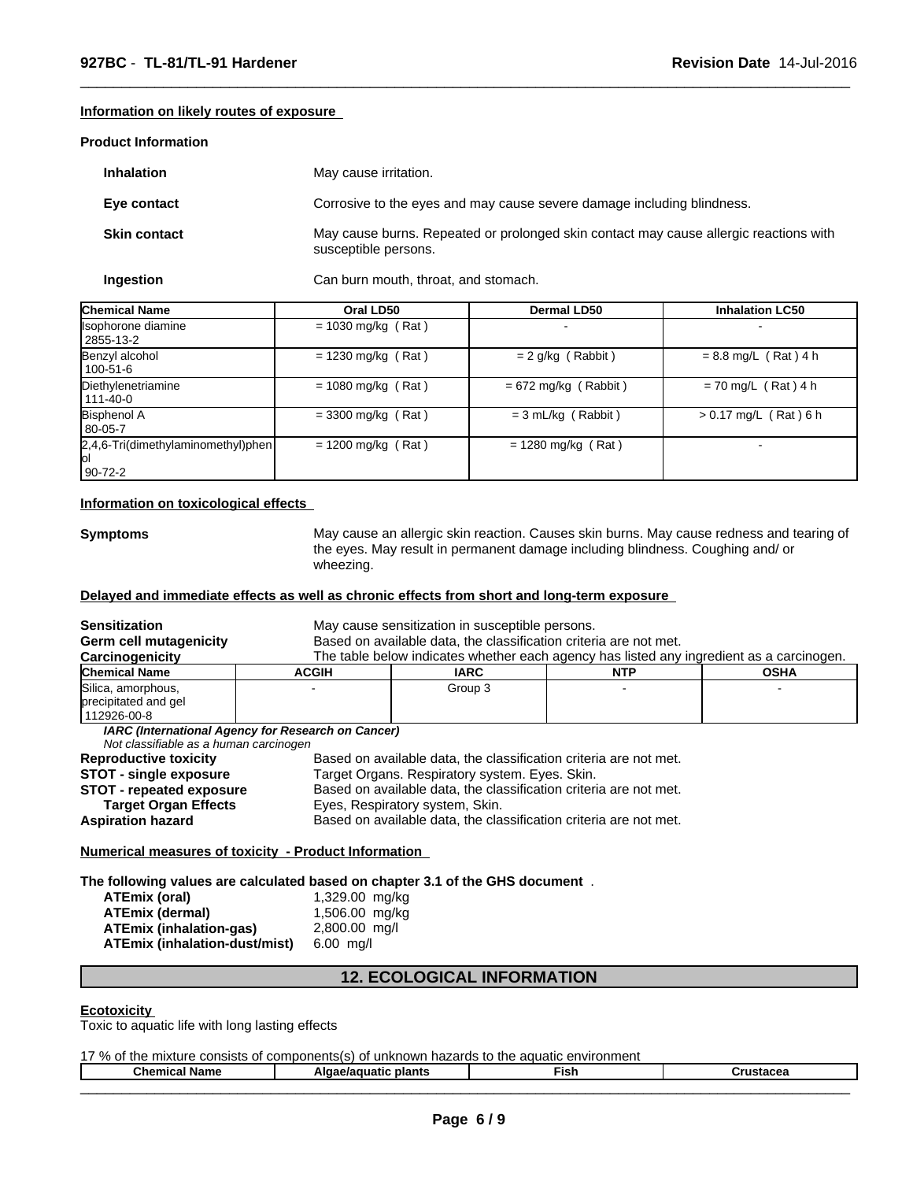**Information on likely routes of exposure**

**Product Information**

**Inhalation** May cause irritation.

**Eye contact** Corrosive to the eyes and may cause severe damage including blindness.

**Skin contact** May cause burns. Repeated or prolonged skin contact may cause allergic reactions with susceptible persons.

**Ingestion** Can burn mouth, throat, and stomach.

| Chemical Name | Oral LD50 | Dermal LD50 | Inhalation LC50 |
|---|---|---|---|
| Isophorone diamine 2855-13-2 | = 1030 mg/kg ( Rat ) | - | - |
| Benzyl alcohol 100-51-6 | = 1230 mg/kg ( Rat ) | = 2 g/kg ( Rabbit ) | = 8.8 mg/L ( Rat ) 4 h |
| Diethylenetriamine 111-40-0 | = 1080 mg/kg ( Rat ) | = 672 mg/kg ( Rabbit ) | = 70 mg/L ( Rat ) 4 h |
| Bisphenol A 80-05-7 | = 3300 mg/kg ( Rat ) | = 3 mL/kg ( Rabbit ) | > 0.17 mg/L ( Rat ) 6 h |
| 2,4,6-Tri(dimethylaminomethyl)phenol 90-72-2 | = 1200 mg/kg ( Rat ) | = 1280 mg/kg ( Rat ) | - |

**Information on toxicological effects**

**Symptoms** May cause an allergic skin reaction. Causes skin burns. May cause redness and tearing of the eyes. May result in permanent damage including blindness. Coughing and/ or wheezing.

**Delayed and immediate effects as well as chronic effects from short and long-term exposure**

**Sensitization** May cause sensitization in susceptible persons.
**Germ cell mutagenicity** Based on available data, the classification criteria are not met.
**Carcinogenicity** The table below indicates whether each agency has listed any ingredient as a carcinogen.

| Chemical Name | ACGIH | IARC | NTP | OSHA |
|---|---|---|---|---|
| Silica, amorphous, precipitated and gel 112926-00-8 | - | Group 3 | - | - |

***IARC (International Agency for Research on Cancer)***
*Not classifiable as a human carcinogen*

**Reproductive toxicity** Based on available data, the classification criteria are not met.
**STOT - single exposure** Target Organs. Respiratory system. Eyes. Skin.
**STOT - repeated exposure** Based on available data, the classification criteria are not met.
**Target Organ Effects** Eyes, Respiratory system, Skin.
**Aspiration hazard** Based on available data, the classification criteria are not met.

**Numerical measures of toxicity - Product Information**

**The following values are calculated based on chapter 3.1 of the GHS document** .

**ATEmix (oral)** 1,329.00 mg/kg
**ATEmix (dermal)** 1,506.00 mg/kg
**ATEmix (inhalation-gas)** 2,800.00 mg/l
**ATEmix (inhalation-dust/mist)** 6.00 mg/l

## 12. ECOLOGICAL INFORMATION

**Ecotoxicity**
Toxic to aquatic life with long lasting effects

17 % of the mixture consists of components(s) of unknown hazards to the aquatic environment

| Chemical Name | Algae/aquatic plants | Fish | Crustacea |
|---|---|---|---|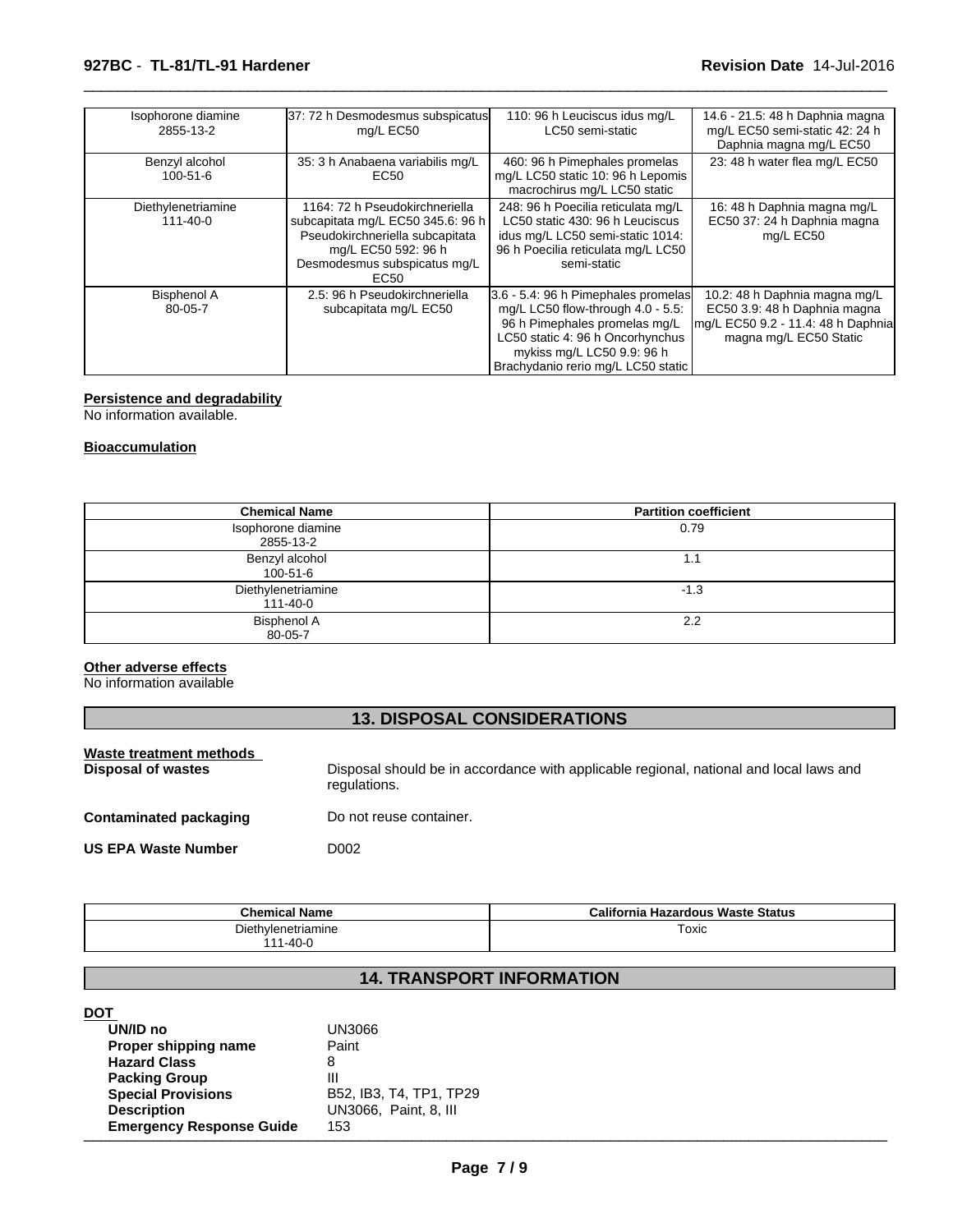| | | | |
|---|---|---|---|
| Isophorone diamine<br>2855-13-2 | 37: 72 h Desmodesmus subspicatus mg/L EC50 | 110: 96 h Leuciscus idus mg/L LC50 semi-static | 14.6 - 21.5: 48 h Daphnia magna mg/L EC50 semi-static 42: 24 h Daphnia magna mg/L EC50 |
| Benzyl alcohol<br>100-51-6 | 35: 3 h Anabaena variabilis mg/L EC50 | 460: 96 h Pimephales promelas mg/L LC50 static 10: 96 h Lepomis macrochirus mg/L LC50 static | 23: 48 h water flea mg/L EC50 |
| Diethylenetriamine<br>111-40-0 | 1164: 72 h Pseudokirchneriella subcapitata mg/L EC50 345.6: 96 h Pseudokirchneriella subcapitata mg/L EC50 592: 96 h Desmodesmus subspicatus mg/L EC50 | 248: 96 h Poecilia reticulata mg/L LC50 static 430: 96 h Leuciscus idus mg/L LC50 semi-static 1014: 96 h Poecilia reticulata mg/L LC50 semi-static | 16: 48 h Daphnia magna mg/L EC50 37: 24 h Daphnia magna mg/L EC50 |
| Bisphenol A<br>80-05-7 | 2.5: 96 h Pseudokirchneriella subcapitata mg/L EC50 | 3.6 - 5.4: 96 h Pimephales promelas mg/L LC50 flow-through 4.0 - 5.5: 96 h Pimephales promelas mg/L LC50 static 4: 96 h Oncorhynchus mykiss mg/L LC50 9.9: 96 h Brachydanio rerio mg/L LC50 static | 10.2: 48 h Daphnia magna mg/L EC50 3.9: 48 h Daphnia magna mg/L EC50 9.2 - 11.4: 48 h Daphnia magna mg/L EC50 Static |

**Persistence and degradability**

No information available.

**Bioaccumulation**

| Chemical Name | Partition coefficient |
|---|---|
| Isophorone diamine<br>2855-13-2 | 0.79 |
| Benzyl alcohol<br>100-51-6 | 1.1 |
| Diethylenetriamine<br>111-40-0 | -1.3 |
| Bisphenol A<br>80-05-7 | 2.2 |

**Other adverse effects**

No information available

## 13. DISPOSAL CONSIDERATIONS

**Waste treatment methods**

**Disposal of wastes** Disposal should be in accordance with applicable regional, national and local laws and regulations.

**Contaminated packaging** Do not reuse container.

**US EPA Waste Number** D002

| Chemical Name | California Hazardous Waste Status |
|---|---|
| Diethylenetriamine<br>111-40-0 | Toxic |

## 14. TRANSPORT INFORMATION

**DOT**

**UN/ID no** UN3066
**Proper shipping name** Paint
**Hazard Class** 8
**Packing Group** III
**Special Provisions** B52, IB3, T4, TP1, TP29
**Description** UN3066, Paint, 8, III
**Emergency Response Guide** 153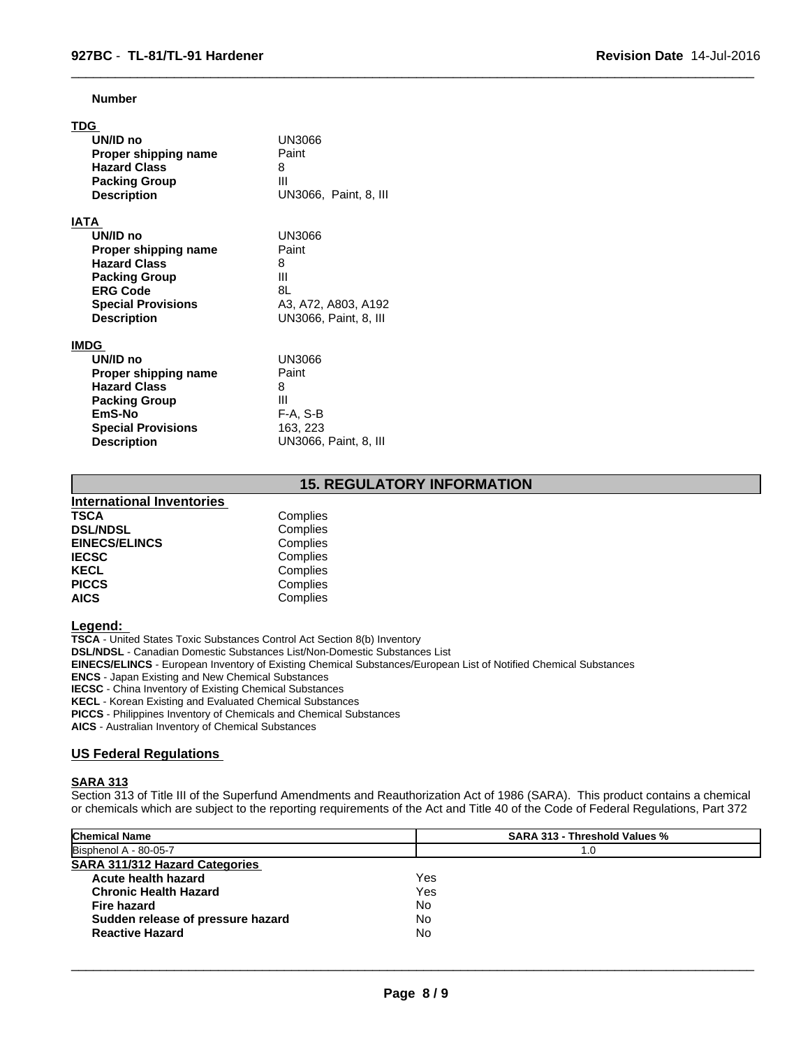**Number**

**TDG**

| | |
|---|---|
| **UN/ID no** | UN3066 |
| **Proper shipping name** | Paint |
| **Hazard Class** | 8 |
| **Packing Group** | III |
| **Description** | UN3066, Paint, 8, III |

**IATA**

| | |
|---|---|
| **UN/ID no** | UN3066 |
| **Proper shipping name** | Paint |
| **Hazard Class** | 8 |
| **Packing Group** | III |
| **ERG Code** | 8L |
| **Special Provisions** | A3, A72, A803, A192 |
| **Description** | UN3066, Paint, 8, III |

**IMDG**

| | |
|---|---|
| **UN/ID no** | UN3066 |
| **Proper shipping name** | Paint |
| **Hazard Class** | 8 |
| **Packing Group** | III |
| **EmS-No** | F-A, S-B |
| **Special Provisions** | 163, 223 |
| **Description** | UN3066, Paint, 8, III |

## 15. REGULATORY INFORMATION

**International Inventories**

| | |
|---|---|
| **TSCA** | Complies |
| **DSL/NDSL** | Complies |
| **EINECS/ELINCS** | Complies |
| **IECSC** | Complies |
| **KECL** | Complies |
| **PICCS** | Complies |
| **AICS** | Complies |

**Legend:**

**TSCA** - United States Toxic Substances Control Act Section 8(b) Inventory
**DSL/NDSL** - Canadian Domestic Substances List/Non-Domestic Substances List
**EINECS/ELINCS** - European Inventory of Existing Chemical Substances/European List of Notified Chemical Substances
**ENCS** - Japan Existing and New Chemical Substances
**IECSC** - China Inventory of Existing Chemical Substances
**KECL** - Korean Existing and Evaluated Chemical Substances
**PICCS** - Philippines Inventory of Chemicals and Chemical Substances
**AICS** - Australian Inventory of Chemical Substances

### US Federal Regulations

**SARA 313**

Section 313 of Title III of the Superfund Amendments and Reauthorization Act of 1986 (SARA). This product contains a chemical or chemicals which are subject to the reporting requirements of the Act and Title 40 of the Code of Federal Regulations, Part 372

| Chemical Name | SARA 313 - Threshold Values % |
|---|---|
| Bisphenol A - 80-05-7 | 1.0 |

**SARA 311/312 Hazard Categories**

| | |
|---|---|
| **Acute health hazard** | Yes |
| **Chronic Health Hazard** | Yes |
| **Fire hazard** | No |
| **Sudden release of pressure hazard** | No |
| **Reactive Hazard** | No |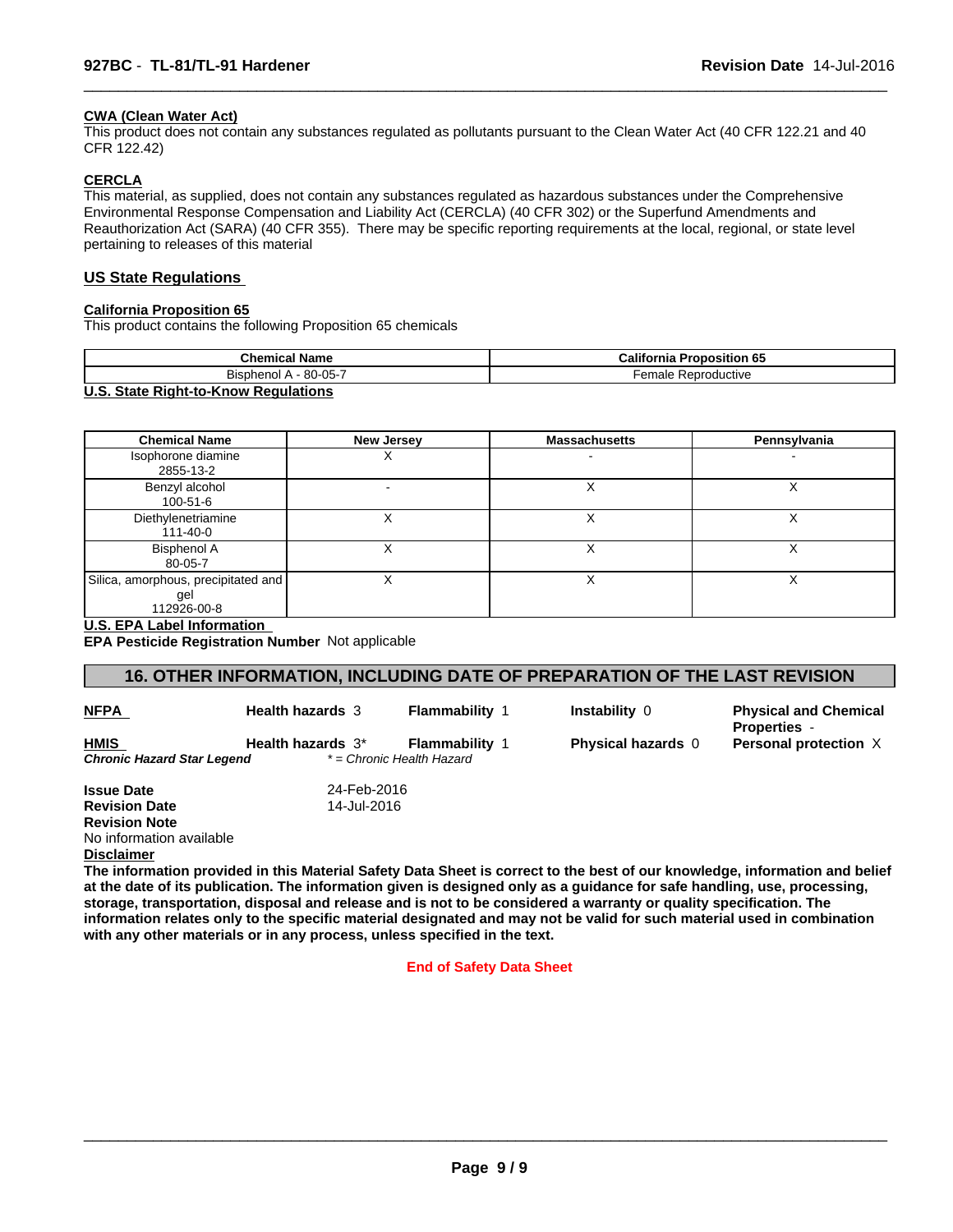**CWA (Clean Water Act)**
This product does not contain any substances regulated as pollutants pursuant to the Clean Water Act (40 CFR 122.21 and 40 CFR 122.42)

**CERCLA**
This material, as supplied, does not contain any substances regulated as hazardous substances under the Comprehensive Environmental Response Compensation and Liability Act (CERCLA) (40 CFR 302) or the Superfund Amendments and Reauthorization Act (SARA) (40 CFR 355). There may be specific reporting requirements at the local, regional, or state level pertaining to releases of this material

## US State Regulations

**California Proposition 65**
This product contains the following Proposition 65 chemicals

| Chemical Name | California Proposition 65 |
|---|---|
| Bisphenol A - 80-05-7 | Female Reproductive |

**U.S. State Right-to-Know Regulations**

| Chemical Name | New Jersey | Massachusetts | Pennsylvania |
|---|---|---|---|
| Isophorone diamine 2855-13-2 | X | - | - |
| Benzyl alcohol 100-51-6 | - | X | X |
| Diethylenetriamine 111-40-0 | X | X | X |
| Bisphenol A 80-05-7 | X | X | X |
| Silica, amorphous, precipitated and gel 112926-00-8 | X | X | X |

**U.S. EPA Label Information**

**EPA Pesticide Registration Number** Not applicable

## 16. OTHER INFORMATION, INCLUDING DATE OF PREPARATION OF THE LAST REVISION

**NFPA** — **Health hazards** 3 — **Flammability** 1 — **Instability** 0 — **Physical and Chemical Properties** -

**HMIS** — **Health hazards** 3* — **Flammability** 1 — **Physical hazards** 0 — **Personal protection** X

***Chronic Hazard Star Legend*** *\* = Chronic Health Hazard*

**Issue Date** 24-Feb-2016
**Revision Date** 14-Jul-2016
**Revision Note**
No information available

**Disclaimer**
**The information provided in this Material Safety Data Sheet is correct to the best of our knowledge, information and belief at the date of its publication. The information given is designed only as a guidance for safe handling, use, processing, storage, transportation, disposal and release and is not to be considered a warranty or quality specification. The information relates only to the specific material designated and may not be valid for such material used in combination with any other materials or in any process, unless specified in the text.**

**End of Safety Data Sheet**